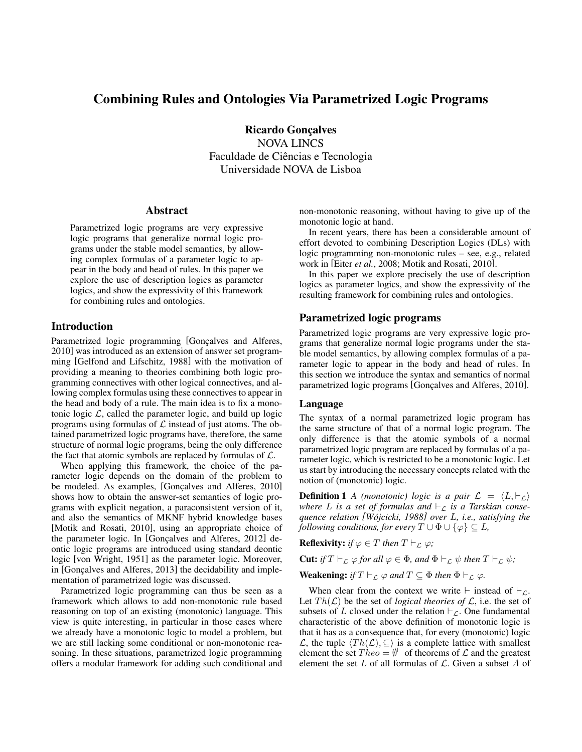# Combining Rules and Ontologies Via Parametrized Logic Programs

**Ricardo Gonçalves**
NOVA LINCS
Faculdade de Ciências e Tecnologia
Universidade NOVA de Lisboa

## Abstract

Parametrized logic programs are very expressive logic programs that generalize normal logic programs under the stable model semantics, by allowing complex formulas of a parameter logic to appear in the body and head of rules. In this paper we explore the use of description logics as parameter logics, and show the expressivity of this framework for combining rules and ontologies.

## Introduction

Parametrized logic programming [Gonçalves and Alferes, 2010] was introduced as an extension of answer set programming [Gelfond and Lifschitz, 1988] with the motivation of providing a meaning to theories combining both logic programming connectives with other logical connectives, and allowing complex formulas using these connectives to appear in the head and body of a rule. The main idea is to fix a monotonic logic $\mathcal{L}$, called the parameter logic, and build up logic programs using formulas of $\mathcal{L}$ instead of just atoms. The obtained parametrized logic programs have, therefore, the same structure of normal logic programs, being the only difference the fact that atomic symbols are replaced by formulas of $\mathcal{L}$.

When applying this framework, the choice of the parameter logic depends on the domain of the problem to be modeled. As examples, [Gonçalves and Alferes, 2010] shows how to obtain the answer-set semantics of logic programs with explicit negation, a paraconsistent version of it, and also the semantics of MKNF hybrid knowledge bases [Motik and Rosati, 2010], using an appropriate choice of the parameter logic. In [Gonçalves and Alferes, 2012] deontic logic programs are introduced using standard deontic logic [von Wright, 1951] as the parameter logic. Moreover, in [Gonçalves and Alferes, 2013] the decidability and implementation of parametrized logic was discussed.

Parametrized logic programming can thus be seen as a framework which allows to add non-monotonic rule based reasoning on top of an existing (monotonic) language. This view is quite interesting, in particular in those cases where we already have a monotonic logic to model a problem, but we are still lacking some conditional or non-monotonic reasoning. In these situations, parametrized logic programming offers a modular framework for adding such conditional and non-monotonic reasoning, without having to give up of the monotonic logic at hand.

In recent years, there has been a considerable amount of effort devoted to combining Description Logics (DLs) with logic programming non-monotonic rules – see, e.g., related work in [Eiter *et al.*, 2008; Motik and Rosati, 2010].

In this paper we explore precisely the use of description logics as parameter logics, and show the expressivity of the resulting framework for combining rules and ontologies.

## Parametrized logic programs

Parametrized logic programs are very expressive logic programs that generalize normal logic programs under the stable model semantics, by allowing complex formulas of a parameter logic to appear in the body and head of rules. In this section we introduce the syntax and semantics of normal parametrized logic programs [Gonçalves and Alferes, 2010].

### Language

The syntax of a normal parametrized logic program has the same structure of that of a normal logic program. The only difference is that the atomic symbols of a normal parametrized logic program are replaced by formulas of a parameter logic, which is restricted to be a monotonic logic. Let us start by introducing the necessary concepts related with the notion of (monotonic) logic.

**Definition 1** *A (monotonic) logic is a pair* $\mathcal{L} = \langle L, \vdash_{\mathcal{L}} \rangle$ *where* $L$ *is a set of formulas and* $\vdash_{\mathcal{L}}$ *is a Tarskian consequence relation [Wójcicki, 1988] over* $L$*, i.e., satisfying the following conditions, for every* $T \cup \Phi \cup \{\varphi\} \subseteq L$*,*

**Reflexivity:** *if* $\varphi \in T$ *then* $T \vdash_{\mathcal{L}} \varphi$*;*

**Cut:** *if* $T \vdash_{\mathcal{L}} \varphi$ *for all* $\varphi \in \Phi$*, and* $\Phi \vdash_{\mathcal{L}} \psi$ *then* $T \vdash_{\mathcal{L}} \psi$*;*

**Weakening:** *if* $T \vdash_{\mathcal{L}} \varphi$ *and* $T \subseteq \Phi$ *then* $\Phi \vdash_{\mathcal{L}} \varphi$*.*

When clear from the context we write $\vdash$ instead of $\vdash_{\mathcal{L}}$. Let $Th(\mathcal{L})$ be the set of *logical theories of* $\mathcal{L}$, i.e. the set of subsets of $L$ closed under the relation $\vdash_{\mathcal{L}}$. One fundamental characteristic of the above definition of monotonic logic is that it has as a consequence that, for every (monotonic) logic $\mathcal{L}$, the tuple $\langle Th(\mathcal{L}), \subseteq \rangle$ is a complete lattice with smallest element the set $Theo = \emptyset^{\vdash}$ of theorems of $\mathcal{L}$ and the greatest element the set $L$ of all formulas of $\mathcal{L}$. Given a subset $A$ of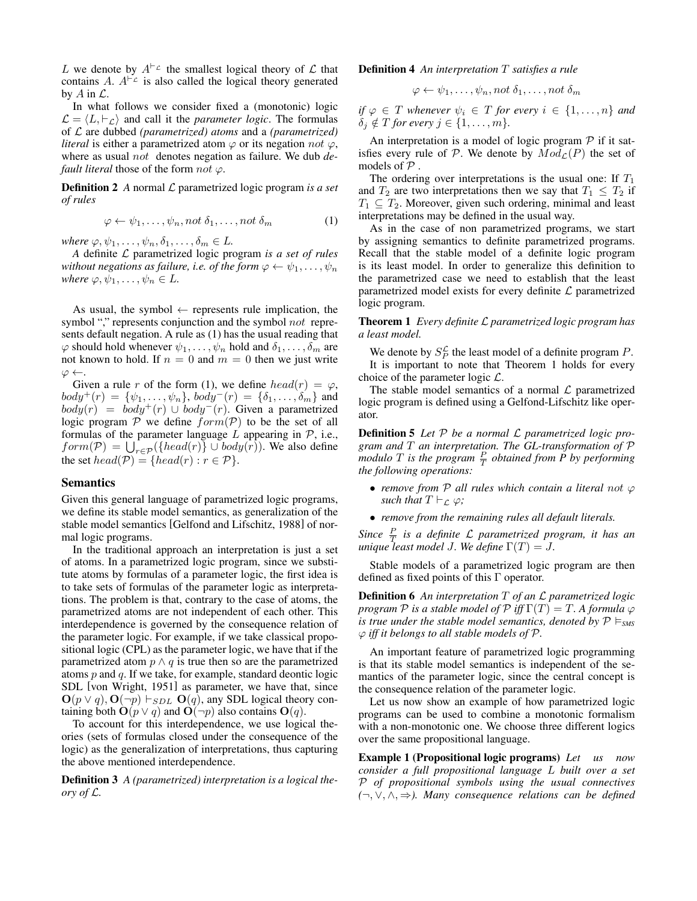$L$ we denote by $A^{\vdash_{\mathcal{L}}}$ the smallest logical theory of $\mathcal{L}$ that contains $A$. $A^{\vdash_{\mathcal{L}}}$ is also called the logical theory generated by $A$ in $\mathcal{L}$.

In what follows we consider fixed a (monotonic) logic $\mathcal{L} = \langle L, \vdash_{\mathcal{L}} \rangle$ and call it the *parameter logic*. The formulas of $\mathcal{L}$ are dubbed *(parametrized) atoms* and a *(parametrized) literal* is either a parametrized atom $\varphi$ or its negation $not\ \varphi$, where as usual $not$ denotes negation as failure. We dub *default literal* those of the form $not\ \varphi$.

**Definition 2** *A* normal $\mathcal{L}$ parametrized logic program *is a set of rules*

$$\varphi \leftarrow \psi_1, \ldots, \psi_n, not\ \delta_1, \ldots, not\ \delta_m \tag{1}$$

*where* $\varphi, \psi_1, \ldots, \psi_n, \delta_1, \ldots, \delta_m \in L$.

*A* definite $\mathcal{L}$ parametrized logic program *is a set of rules without negations as failure, i.e. of the form* $\varphi \leftarrow \psi_1, \ldots, \psi_n$ *where* $\varphi, \psi_1, \ldots, \psi_n \in L$.

As usual, the symbol $\leftarrow$ represents rule implication, the symbol "," represents conjunction and the symbol $not$ represents default negation. A rule as (1) has the usual reading that $\varphi$ should hold whenever $\psi_1, \ldots, \psi_n$ hold and $\delta_1, \ldots, \delta_m$ are not known to hold. If $n = 0$ and $m = 0$ then we just write $\varphi \leftarrow$.

Given a rule $r$ of the form (1), we define $head(r) = \varphi$, $body^+(r) = \{\psi_1, \ldots, \psi_n\}$, $body^-(r) = \{\delta_1, \ldots, \delta_m\}$ and $body(r) = body^+(r) \cup body^-(r)$. Given a parametrized logic program $\mathcal{P}$ we define $form(\mathcal{P})$ to be the set of all formulas of the parameter language $L$ appearing in $\mathcal{P}$, i.e., $form(\mathcal{P}) = \bigcup_{r \in \mathcal{P}}(\{head(r)\} \cup body(r))$. We also define the set $head(\mathcal{P}) = \{head(r) : r \in \mathcal{P}\}$.

## Semantics

Given this general language of parametrized logic programs, we define its stable model semantics, as generalization of the stable model semantics [Gelfond and Lifschitz, 1988] of normal logic programs.

In the traditional approach an interpretation is just a set of atoms. In a parametrized logic program, since we substitute atoms by formulas of a parameter logic, the first idea is to take sets of formulas of the parameter logic as interpretations. The problem is that, contrary to the case of atoms, the parametrized atoms are not independent of each other. This interdependence is governed by the consequence relation of the parameter logic. For example, if we take classical propositional logic (CPL) as the parameter logic, we have that if the parametrized atom $p \wedge q$ is true then so are the parametrized atoms $p$ and $q$. If we take, for example, standard deontic logic SDL [von Wright, 1951] as parameter, we have that, since $\mathbf{O}(p \vee q), \mathbf{O}(\neg p) \vdash_{SDL} \mathbf{O}(q)$, any SDL logical theory containing both $\mathbf{O}(p \vee q)$ and $\mathbf{O}(\neg p)$ also contains $\mathbf{O}(q)$.

To account for this interdependence, we use logical theories (sets of formulas closed under the consequence of the logic) as the generalization of interpretations, thus capturing the above mentioned interdependence.

**Definition 3** *A (parametrized) interpretation is a logical theory of* $\mathcal{L}$.

**Definition 4** *An interpretation* $T$ *satisfies a rule*

$$\varphi \leftarrow \psi_1, \ldots, \psi_n, not\ \delta_1, \ldots, not\ \delta_m$$

*if* $\varphi \in T$ *whenever* $\psi_i \in T$ *for every* $i \in \{1, \ldots, n\}$ *and* $\delta_j \notin T$ *for every* $j \in \{1, \ldots, m\}$.

An interpretation is a model of logic program $\mathcal{P}$ if it satisfies every rule of $\mathcal{P}$. We denote by $Mod_{\mathcal{L}}(P)$ the set of models of $\mathcal{P}$.

The ordering over interpretations is the usual one: If $T_1$ and $T_2$ are two interpretations then we say that $T_1 \leq T_2$ if $T_1 \subseteq T_2$. Moreover, given such ordering, minimal and least interpretations may be defined in the usual way.

As in the case of non parametrized programs, we start by assigning semantics to definite parametrized programs. Recall that the stable model of a definite logic program is its least model. In order to generalize this definition to the parametrized case we need to establish that the least parametrized model exists for every definite $\mathcal{L}$ parametrized logic program.

**Theorem 1** *Every definite* $\mathcal{L}$ *parametrized logic program has a least model.*

We denote by $S_P^{\mathcal{L}}$ the least model of a definite program $P$.

It is important to note that Theorem 1 holds for every choice of the parameter logic $\mathcal{L}$.

The stable model semantics of a normal $\mathcal{L}$ parametrized logic program is defined using a Gelfond-Lifschitz like operator.

**Definition 5** *Let* $\mathcal{P}$ *be a normal* $\mathcal{L}$ *parametrized logic program and* $T$ *an interpretation. The GL-transformation of* $\mathcal{P}$ *modulo* $T$ *is the program* $\frac{P}{T}$ *obtained from* $P$ *by performing the following operations:*

- *remove from* $\mathcal{P}$ *all rules which contain a literal* $not\ \varphi$ *such that* $T \vdash_{\mathcal{L}} \varphi$;
- *remove from the remaining rules all default literals.*

*Since* $\frac{P}{T}$ *is a definite* $\mathcal{L}$ *parametrized program, it has an unique least model* $J$. *We define* $\Gamma(T) = J$.

Stable models of a parametrized logic program are then defined as fixed points of this $\Gamma$ operator.

**Definition 6** *An interpretation* $T$ *of an* $\mathcal{L}$ *parametrized logic program* $\mathcal{P}$ *is a stable model of* $\mathcal{P}$ *iff* $\Gamma(T) = T$. *A formula* $\varphi$ *is true under the stable model semantics, denoted by* $\mathcal{P} \vDash_{SMS} \varphi$ *iff it belongs to all stable models of* $\mathcal{P}$.

An important feature of parametrized logic programming is that its stable model semantics is independent of the semantics of the parameter logic, since the central concept is the consequence relation of the parameter logic.

Let us now show an example of how parametrized logic programs can be used to combine a monotonic formalism with a non-monotonic one. We choose three different logics over the same propositional language.

**Example 1 (Propositional logic programs)** *Let us now consider a full propositional language* $L$ *built over a set* $\mathcal{P}$ *of propositional symbols using the usual connectives* $(\neg, \vee, \wedge, \Rightarrow)$. *Many consequence relations can be defined*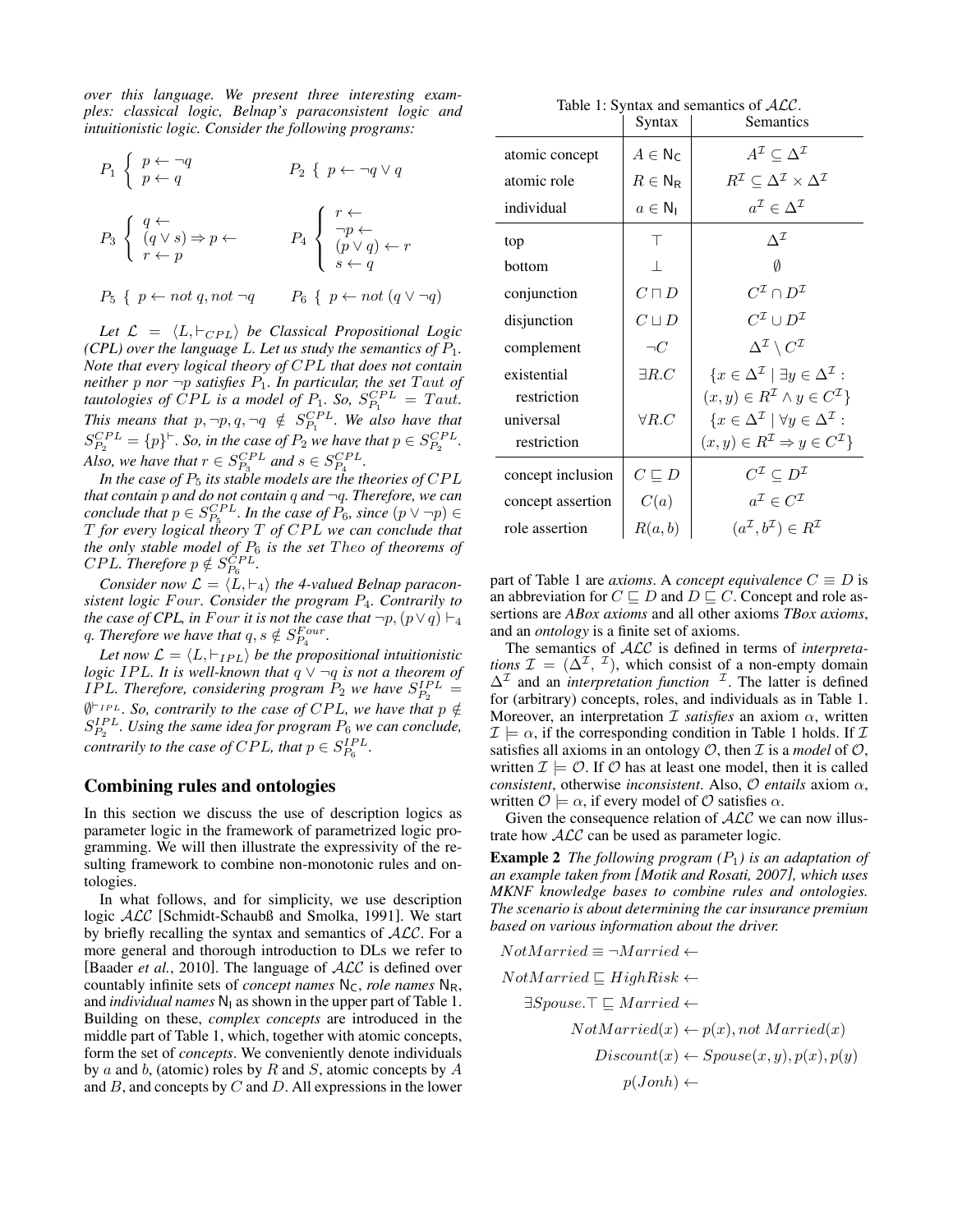*over this language. We present three interesting examples: classical logic, Belnap's paraconsistent logic and intuitionistic logic. Consider the following programs:*

$$P_1 \left\{ \begin{array}{l} p \leftarrow \neg q \\ p \leftarrow q \end{array} \right. \qquad P_2 \left\{ \; p \leftarrow \neg q \vee q \right.$$

$$P_3 \left\{ \begin{array}{l} q \leftarrow \\ (q \vee s) \Rightarrow p \leftarrow \\ r \leftarrow p \end{array} \right. \qquad P_4 \left\{ \begin{array}{l} r \leftarrow \\ \neg p \leftarrow \\ (p \vee q) \leftarrow r \\ s \leftarrow q \end{array} \right.$$

$$P_5 \left\{ \; p \leftarrow not\ q, not\ \neg q \right. \qquad P_6 \left\{ \; p \leftarrow not\ (q \vee \neg q) \right.$$

*Let $\mathcal{L} = \langle L, \vdash_{CPL} \rangle$ be Classical Propositional Logic (CPL) over the language $L$. Let us study the semantics of $P_1$. Note that every logical theory of $CPL$ that does not contain neither $p$ nor $\neg p$ satisfies $P_1$. In particular, the set $Taut$ of tautologies of $CPL$ is a model of $P_1$. So, $S_{P_1}^{CPL} = Taut$. This means that $p, \neg p, q, \neg q \notin S_{P_1}^{CPL}$. We also have that $S_{P_2}^{CPL} = \{p\}^{\vdash}$. So, in the case of $P_2$ we have that $p \in S_{P_2}^{CPL}$. Also, we have that $r \in S_{P_3}^{CPL}$ and $s \in S_{P_4}^{CPL}$.*

*In the case of $P_5$ its stable models are the theories of $CPL$ that contain $p$ and do not contain $q$ and $\neg q$. Therefore, we can conclude that $p \in S_{P_5}^{CPL}$. In the case of $P_6$, since $(p \vee \neg p) \in T$ for every logical theory $T$ of $CPL$ we can conclude that the only stable model of $P_6$ is the set $Theo$ of theorems of $CPL$. Therefore $p \notin S_{P_6}^{CPL}$.*

*Consider now $\mathcal{L} = \langle L, \vdash_4 \rangle$ the 4-valued Belnap paraconsistent logic $Four$. Consider the program $P_4$. Contrarily to the case of CPL, in $Four$ it is not the case that $\neg p, (p \vee q) \vdash_4 q$. Therefore we have that $q, s \notin S_{P_4}^{Four}$.*

*Let now $\mathcal{L} = \langle L, \vdash_{IPL} \rangle$ be the propositional intuitionistic logic $IPL$. It is well-known that $q \vee \neg q$ is not a theorem of $IPL$. Therefore, considering program $P_2$ we have $S_{P_2}^{IPL} = \emptyset^{\vdash_{IPL}}$. So, contrarily to the case of $CPL$, we have that $p \notin S_{P_2}^{IPL}$. Using the same idea for program $P_6$ we can conclude, contrarily to the case of $CPL$, that $p \in S_{P_6}^{IPL}$.*

## Combining rules and ontologies

In this section we discuss the use of description logics as parameter logic in the framework of parametrized logic programming. We will then illustrate the expressivity of the resulting framework to combine non-monotonic rules and ontologies.

In what follows, and for simplicity, we use description logic $\mathcal{ALC}$ [Schmidt-Schaubß and Smolka, 1991]. We start by briefly recalling the syntax and semantics of $\mathcal{ALC}$. For a more general and thorough introduction to DLs we refer to [Baader *et al.*, 2010]. The language of $\mathcal{ALC}$ is defined over countably infinite sets of *concept names* $\mathsf{N_C}$, *role names* $\mathsf{N_R}$, and *individual names* $\mathsf{N_I}$ as shown in the upper part of Table 1. Building on these, *complex concepts* are introduced in the middle part of Table 1, which, together with atomic concepts, form the set of *concepts*. We conveniently denote individuals by $a$ and $b$, (atomic) roles by $R$ and $S$, atomic concepts by $A$ and $B$, and concepts by $C$ and $D$. All expressions in the lower part of Table 1 are *axioms*. A *concept equivalence* $C \equiv D$ is an abbreviation for $C \sqsubseteq D$ and $D \sqsubseteq C$. Concept and role assertions are *ABox axioms* and all other axioms *TBox axioms*, and an *ontology* is a finite set of axioms.

Table 1: Syntax and semantics of $\mathcal{ALC}$.

| | Syntax | Semantics |
|---|---|---|
| atomic concept | $A \in \mathsf{N_C}$ | $A^{\mathcal{I}} \subseteq \Delta^{\mathcal{I}}$ |
| atomic role | $R \in \mathsf{N_R}$ | $R^{\mathcal{I}} \subseteq \Delta^{\mathcal{I}} \times \Delta^{\mathcal{I}}$ |
| individual | $a \in \mathsf{N_I}$ | $a^{\mathcal{I}} \in \Delta^{\mathcal{I}}$ |
| top | $\top$ | $\Delta^{\mathcal{I}}$ |
| bottom | $\bot$ | $\emptyset$ |
| conjunction | $C \sqcap D$ | $C^{\mathcal{I}} \cap D^{\mathcal{I}}$ |
| disjunction | $C \sqcup D$ | $C^{\mathcal{I}} \cup D^{\mathcal{I}}$ |
| complement | $\neg C$ | $\Delta^{\mathcal{I}} \setminus C^{\mathcal{I}}$ |
| existential restriction | $\exists R.C$ | $\{x \in \Delta^{\mathcal{I}} \mid \exists y \in \Delta^{\mathcal{I}} : (x,y) \in R^{\mathcal{I}} \wedge y \in C^{\mathcal{I}}\}$ |
| universal restriction | $\forall R.C$ | $\{x \in \Delta^{\mathcal{I}} \mid \forall y \in \Delta^{\mathcal{I}} : (x,y) \in R^{\mathcal{I}} \Rightarrow y \in C^{\mathcal{I}}\}$ |
| concept inclusion | $C \sqsubseteq D$ | $C^{\mathcal{I}} \subseteq D^{\mathcal{I}}$ |
| concept assertion | $C(a)$ | $a^{\mathcal{I}} \in C^{\mathcal{I}}$ |
| role assertion | $R(a,b)$ | $(a^{\mathcal{I}}, b^{\mathcal{I}}) \in R^{\mathcal{I}}$ |

The semantics of $\mathcal{ALC}$ is defined in terms of *interpretations* $\mathcal{I} = (\Delta^{\mathcal{I}}, \cdot^{\mathcal{I}})$, which consist of a non-empty domain $\Delta^{\mathcal{I}}$ and an *interpretation function* $\cdot^{\mathcal{I}}$. The latter is defined for (arbitrary) concepts, roles, and individuals as in Table 1. Moreover, an interpretation $\mathcal{I}$ *satisfies* an axiom $\alpha$, written $\mathcal{I} \models \alpha$, if the corresponding condition in Table 1 holds. If $\mathcal{I}$ satisfies all axioms in an ontology $\mathcal{O}$, then $\mathcal{I}$ is a *model* of $\mathcal{O}$, written $\mathcal{I} \models \mathcal{O}$. If $\mathcal{O}$ has at least one model, then it is called *consistent*, otherwise *inconsistent*. Also, $\mathcal{O}$ *entails* axiom $\alpha$, written $\mathcal{O} \models \alpha$, if every model of $\mathcal{O}$ satisfies $\alpha$.

Given the consequence relation of $\mathcal{ALC}$ we can now illustrate how $\mathcal{ALC}$ can be used as parameter logic.

**Example 2** *The following program ($P_1$) is an adaptation of an example taken from [Motik and Rosati, 2007], which uses MKNF knowledge bases to combine rules and ontologies. The scenario is about determining the car insurance premium based on various information about the driver.*

$$NotMarried \equiv \neg Married \leftarrow$$
$$NotMarried \sqsubseteq HighRisk \leftarrow$$
$$\exists Spouse.\top \sqsubseteq Married \leftarrow$$
$$NotMarried(x) \leftarrow p(x), not\ Married(x)$$
$$Discount(x) \leftarrow Spouse(x,y), p(x), p(y)$$
$$p(Jonh) \leftarrow$$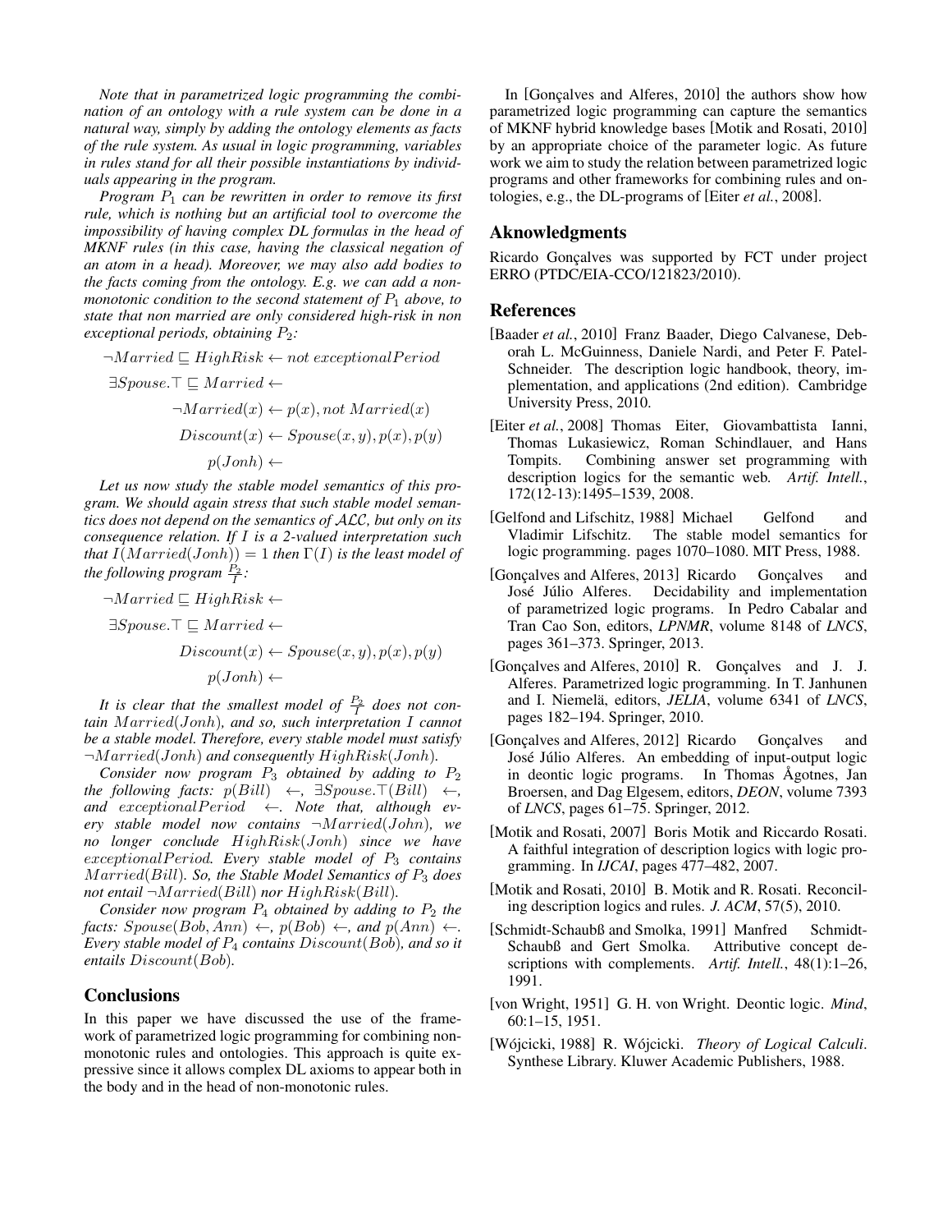*Note that in parametrized logic programming the combination of an ontology with a rule system can be done in a natural way, simply by adding the ontology elements as facts of the rule system. As usual in logic programming, variables in rules stand for all their possible instantiations by individuals appearing in the program.*

*Program $P_1$ can be rewritten in order to remove its first rule, which is nothing but an artificial tool to overcome the impossibility of having complex DL formulas in the head of MKNF rules (in this case, having the classical negation of an atom in a head). Moreover, we may also add bodies to the facts coming from the ontology. E.g. we can add a non-monotonic condition to the second statement of $P_1$ above, to state that non married are only considered high-risk in non exceptional periods, obtaining $P_2$:*

$$\neg Married \sqsubseteq HighRisk \leftarrow not\ exceptionalPeriod$$
$$\exists Spouse.\top \sqsubseteq Married \leftarrow$$
$$\neg Married(x) \leftarrow p(x), not\ Married(x)$$
$$Discount(x) \leftarrow Spouse(x,y), p(x), p(y)$$
$$p(Jonh) \leftarrow$$

*Let us now study the stable model semantics of this program. We should again stress that such stable model semantics does not depend on the semantics of $\mathcal{ALC}$, but only on its consequence relation. If $I$ is a 2-valued interpretation such that $I(Married(Jonh)) = 1$ then $\Gamma(I)$ is the least model of the following program $\frac{P_2}{I}$:*

$$\neg Married \sqsubseteq HighRisk \leftarrow$$
$$\exists Spouse.\top \sqsubseteq Married \leftarrow$$
$$Discount(x) \leftarrow Spouse(x,y), p(x), p(y)$$
$$p(Jonh) \leftarrow$$

*It is clear that the smallest model of $\frac{P_2}{I}$ does not contain $Married(Jonh)$, and so, such interpretation $I$ cannot be a stable model. Therefore, every stable model must satisfy $\neg Married(Jonh)$ and consequently $HighRisk(Jonh)$.*

*Consider now program $P_3$ obtained by adding to $P_2$ the following facts: $p(Bill) \leftarrow$, $\exists Spouse.\top(Bill) \leftarrow$, and $exceptionalPeriod \leftarrow$. Note that, although every stable model now contains $\neg Married(John)$, we no longer conclude $HighRisk(Jonh)$ since we have $exceptionalPeriod$. Every stable model of $P_3$ contains $Married(Bill)$. So, the Stable Model Semantics of $P_3$ does not entail $\neg Married(Bill)$ nor $HighRisk(Bill)$.*

*Consider now program $P_4$ obtained by adding to $P_2$ the facts: $Spouse(Bob, Ann) \leftarrow$, $p(Bob) \leftarrow$, and $p(Ann) \leftarrow$. Every stable model of $P_4$ contains $Discount(Bob)$, and so it entails $Discount(Bob)$.*

## Conclusions

In this paper we have discussed the use of the framework of parametrized logic programming for combining non-monotonic rules and ontologies. This approach is quite expressive since it allows complex DL axioms to appear both in the body and in the head of non-monotonic rules.

In [Gonçalves and Alferes, 2010] the authors show how parametrized logic programming can capture the semantics of MKNF hybrid knowledge bases [Motik and Rosati, 2010] by an appropriate choice of the parameter logic. As future work we aim to study the relation between parametrized logic programs and other frameworks for combining rules and ontologies, e.g., the DL-programs of [Eiter *et al.*, 2008].

## Aknowledgments

Ricardo Gonçalves was supported by FCT under project ERRO (PTDC/EIA-CCO/121823/2010).

## References

[Baader *et al.*, 2010] Franz Baader, Diego Calvanese, Deborah L. McGuinness, Daniele Nardi, and Peter F. Patel-Schneider. The description logic handbook, theory, implementation, and applications (2nd edition). Cambridge University Press, 2010.

[Eiter *et al.*, 2008] Thomas Eiter, Giovambattista Ianni, Thomas Lukasiewicz, Roman Schindlauer, and Hans Tompits. Combining answer set programming with description logics for the semantic web. *Artif. Intell.*, 172(12-13):1495–1539, 2008.

[Gelfond and Lifschitz, 1988] Michael Gelfond and Vladimir Lifschitz. The stable model semantics for logic programming. pages 1070–1080. MIT Press, 1988.

[Gonçalves and Alferes, 2013] Ricardo Gonçalves and José Júlio Alferes. Decidability and implementation of parametrized logic programs. In Pedro Cabalar and Tran Cao Son, editors, *LPNMR*, volume 8148 of *LNCS*, pages 361–373. Springer, 2013.

[Gonçalves and Alferes, 2010] R. Gonçalves and J. J. Alferes. Parametrized logic programming. In T. Janhunen and I. Niemelä, editors, *JELIA*, volume 6341 of *LNCS*, pages 182–194. Springer, 2010.

[Gonçalves and Alferes, 2012] Ricardo Gonçalves and José Júlio Alferes. An embedding of input-output logic in deontic logic programs. In Thomas Ågotnes, Jan Broersen, and Dag Elgesem, editors, *DEON*, volume 7393 of *LNCS*, pages 61–75. Springer, 2012.

[Motik and Rosati, 2007] Boris Motik and Riccardo Rosati. A faithful integration of description logics with logic programming. In *IJCAI*, pages 477–482, 2007.

[Motik and Rosati, 2010] B. Motik and R. Rosati. Reconciling description logics and rules. *J. ACM*, 57(5), 2010.

[Schmidt-Schaubß and Smolka, 1991] Manfred Schmidt-Schaubß and Gert Smolka. Attributive concept descriptions with complements. *Artif. Intell.*, 48(1):1–26, 1991.

[von Wright, 1951] G. H. von Wright. Deontic logic. *Mind*, 60:1–15, 1951.

[Wójcicki, 1988] R. Wójcicki. *Theory of Logical Calculi*. Synthese Library. Kluwer Academic Publishers, 1988.